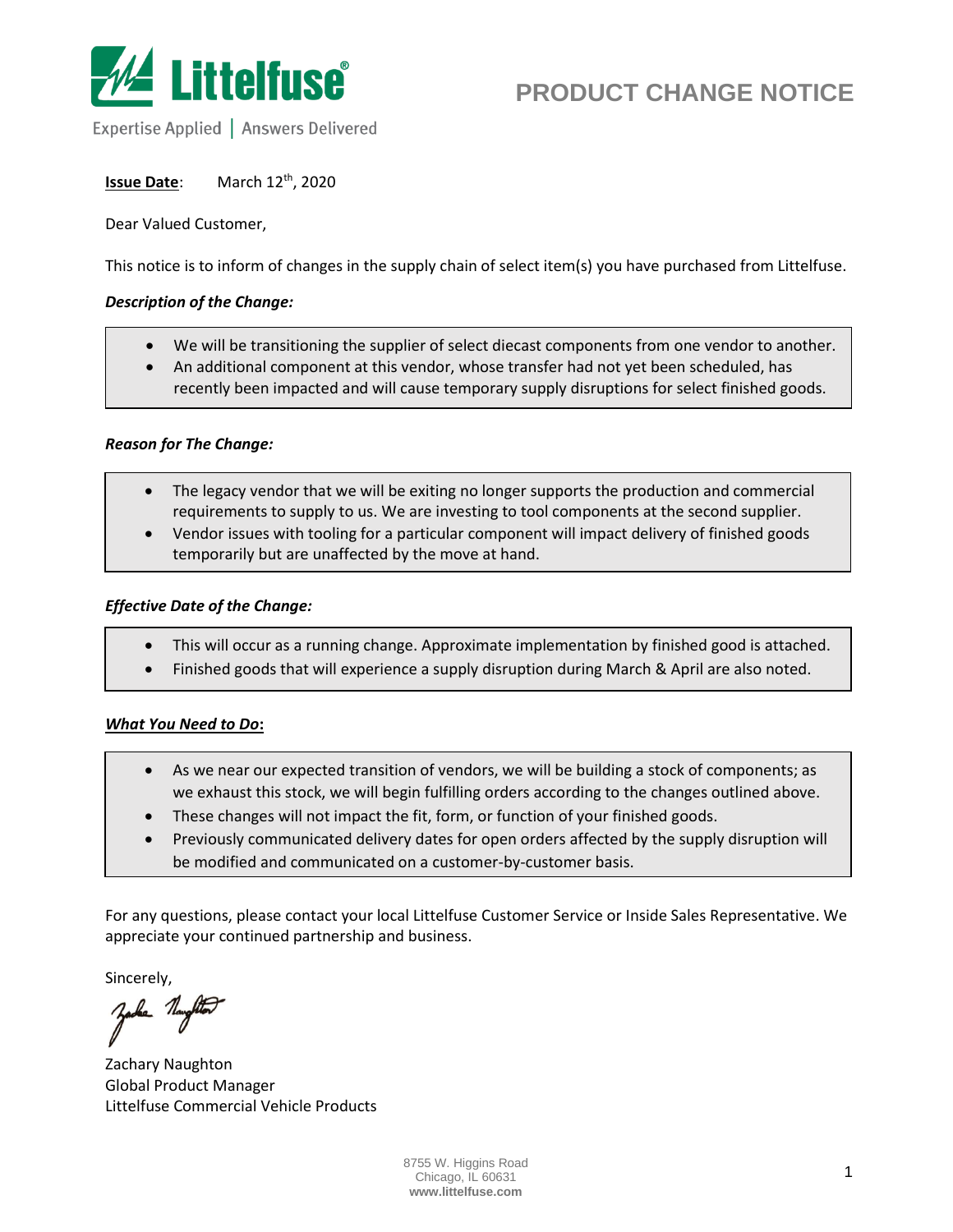Littelfuse®

Expertise Applied | Answers Delivered

# PRODUCT CHANGE NOTICE

**Issue Date**: March 12th, 2020

Dear Valued Customer,

This notice is to inform of changes in the supply chain of select item(s) you have purchased from Littelfuse.

***Description of the Change:***

- We will be transitioning the supplier of select diecast components from one vendor to another.
- An additional component at this vendor, whose transfer had not yet been scheduled, has recently been impacted and will cause temporary supply disruptions for select finished goods.

***Reason for The Change:***

- The legacy vendor that we will be exiting no longer supports the production and commercial requirements to supply to us. We are investing to tool components at the second supplier.
- Vendor issues with tooling for a particular component will impact delivery of finished goods temporarily but are unaffected by the move at hand.

***Effective Date of the Change:***

- This will occur as a running change. Approximate implementation by finished good is attached.
- Finished goods that will experience a supply disruption during March & April are also noted.

***What You Need to Do*:**

- As we near our expected transition of vendors, we will be building a stock of components; as we exhaust this stock, we will begin fulfilling orders according to the changes outlined above.
- These changes will not impact the fit, form, or function of your finished goods.
- Previously communicated delivery dates for open orders affected by the supply disruption will be modified and communicated on a customer-by-customer basis.

For any questions, please contact your local Littelfuse Customer Service or Inside Sales Representative. We appreciate your continued partnership and business.

Sincerely,

Zachary Naughton
Global Product Manager
Littelfuse Commercial Vehicle Products

8755 W. Higgins Road
Chicago, IL 60631
**www.littelfuse.com**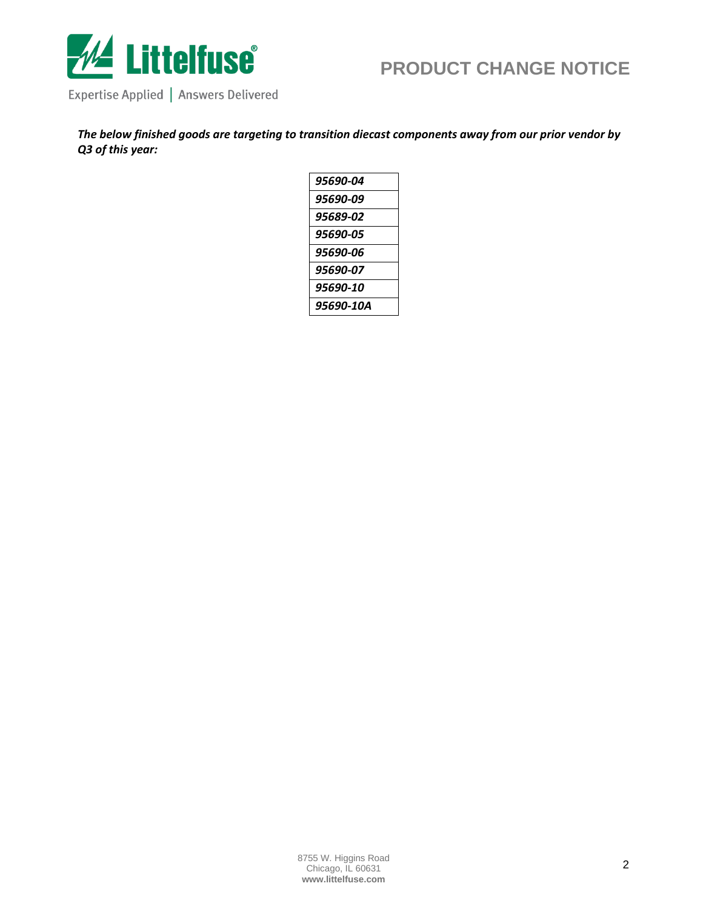***The below finished goods are targeting to transition diecast components away from our prior vendor by Q3 of this year:***

| *95690-04* |
|---|
| *95690-09* |
| *95689-02* |
| *95690-05* |
| *95690-06* |
| *95690-07* |
| *95690-10* |
| *95690-10A* |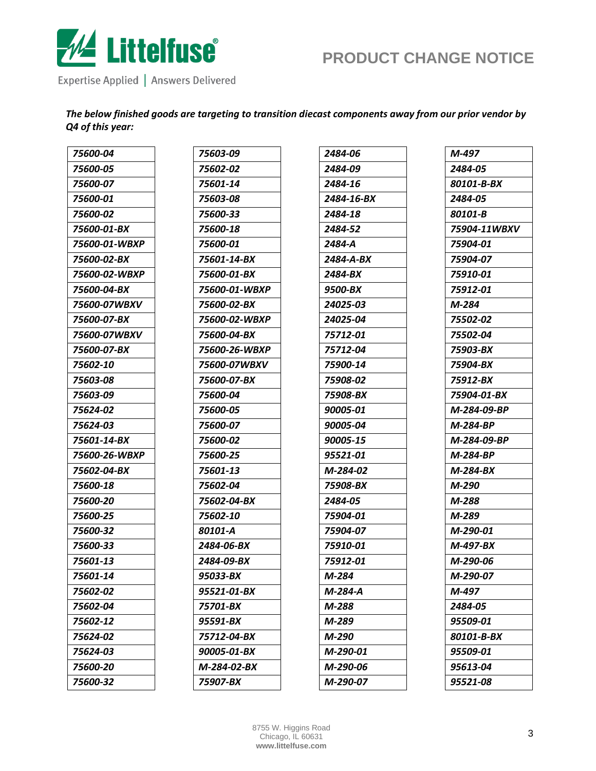*The below finished goods are targeting to transition diecast components away from our prior vendor by Q4 of this year:*

| | | | |
|---|---|---|---|
| *75600-04* | *75603-09* | *2484-06* | *M-497* |
| *75600-05* | *75602-02* | *2484-09* | *2484-05* |
| *75600-07* | *75601-14* | *2484-16* | *80101-B-BX* |
| *75600-01* | *75603-08* | *2484-16-BX* | *2484-05* |
| *75600-02* | *75600-33* | *2484-18* | *80101-B* |
| *75600-01-BX* | *75600-18* | *2484-52* | *75904-11WBXV* |
| *75600-01-WBXP* | *75600-01* | *2484-A* | *75904-01* |
| *75600-02-BX* | *75601-14-BX* | *2484-A-BX* | *75904-07* |
| *75600-02-WBXP* | *75600-01-BX* | *2484-BX* | *75910-01* |
| *75600-04-BX* | *75600-01-WBXP* | *9500-BX* | *75912-01* |
| *75600-07WBXV* | *75600-02-BX* | *24025-03* | *M-284* |
| *75600-07-BX* | *75600-02-WBXP* | *24025-04* | *75502-02* |
| *75600-07WBXV* | *75600-04-BX* | *75712-01* | *75502-04* |
| *75600-07-BX* | *75600-26-WBXP* | *75712-04* | *75903-BX* |
| *75602-10* | *75600-07WBXV* | *75900-14* | *75904-BX* |
| *75603-08* | *75600-07-BX* | *75908-02* | *75912-BX* |
| *75603-09* | *75600-04* | *75908-BX* | *75904-01-BX* |
| *75624-02* | *75600-05* | *90005-01* | *M-284-09-BP* |
| *75624-03* | *75600-07* | *90005-04* | *M-284-BP* |
| *75601-14-BX* | *75600-02* | *90005-15* | *M-284-09-BP* |
| *75600-26-WBXP* | *75600-25* | *95521-01* | *M-284-BP* |
| *75602-04-BX* | *75601-13* | *M-284-02* | *M-284-BX* |
| *75600-18* | *75602-04* | *75908-BX* | *M-290* |
| *75600-20* | *75602-04-BX* | *2484-05* | *M-288* |
| *75600-25* | *75602-10* | *75904-01* | *M-289* |
| *75600-32* | *80101-A* | *75904-07* | *M-290-01* |
| *75600-33* | *2484-06-BX* | *75910-01* | *M-497-BX* |
| *75601-13* | *2484-09-BX* | *75912-01* | *M-290-06* |
| *75601-14* | *95033-BX* | *M-284* | *M-290-07* |
| *75602-02* | *95521-01-BX* | *M-284-A* | *M-497* |
| *75602-04* | *75701-BX* | *M-288* | *2484-05* |
| *75602-12* | *95591-BX* | *M-289* | *95509-01* |
| *75624-02* | *75712-04-BX* | *M-290* | *80101-B-BX* |
| *75624-03* | *90005-01-BX* | *M-290-01* | *95509-01* |
| *75600-20* | *M-284-02-BX* | *M-290-06* | *95613-04* |
| *75600-32* | *75907-BX* | *M-290-07* | *95521-08* |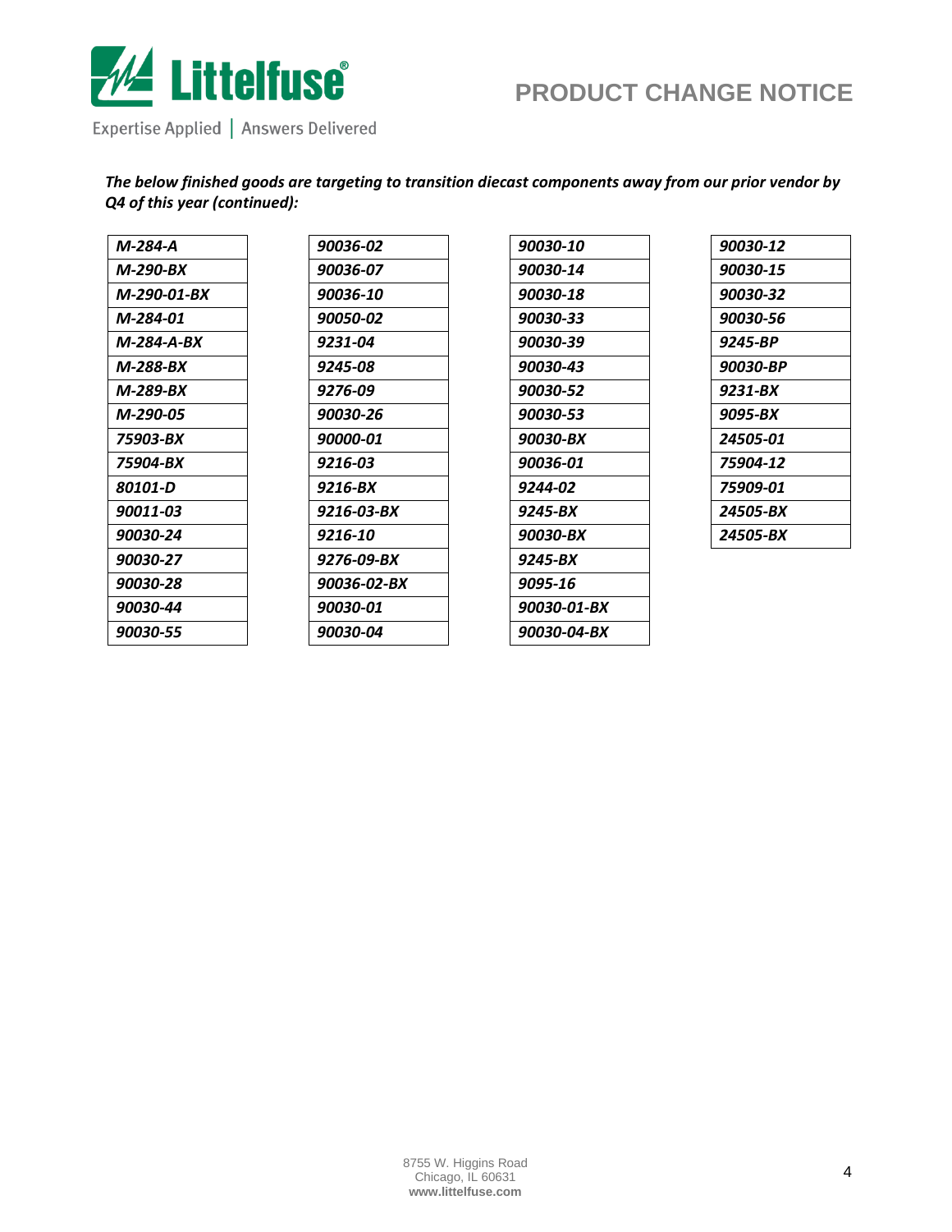***The below finished goods are targeting to transition diecast components away from our prior vendor by Q4 of this year (continued):***

| M-284-A | 90036-02 | 90030-10 | 90030-12 |
|---|---|---|---|
| M-290-BX | 90036-07 | 90030-14 | 90030-15 |
| M-290-01-BX | 90036-10 | 90030-18 | 90030-32 |
| M-284-01 | 90050-02 | 90030-33 | 90030-56 |
| M-284-A-BX | 9231-04 | 90030-39 | 9245-BP |
| M-288-BX | 9245-08 | 90030-43 | 90030-BP |
| M-289-BX | 9276-09 | 90030-52 | 9231-BX |
| M-290-05 | 90030-26 | 90030-53 | 9095-BX |
| 75903-BX | 90000-01 | 90030-BX | 24505-01 |
| 75904-BX | 9216-03 | 90036-01 | 75904-12 |
| 80101-D | 9216-BX | 9244-02 | 75909-01 |
| 90011-03 | 9216-03-BX | 9245-BX | 24505-BX |
| 90030-24 | 9216-10 | 90030-BX | 24505-BX |
| 90030-27 | 9276-09-BX | 9245-BX | |
| 90030-28 | 90036-02-BX | 9095-16 | |
| 90030-44 | 90030-01 | 90030-01-BX | |
| 90030-55 | 90030-04 | 90030-04-BX | |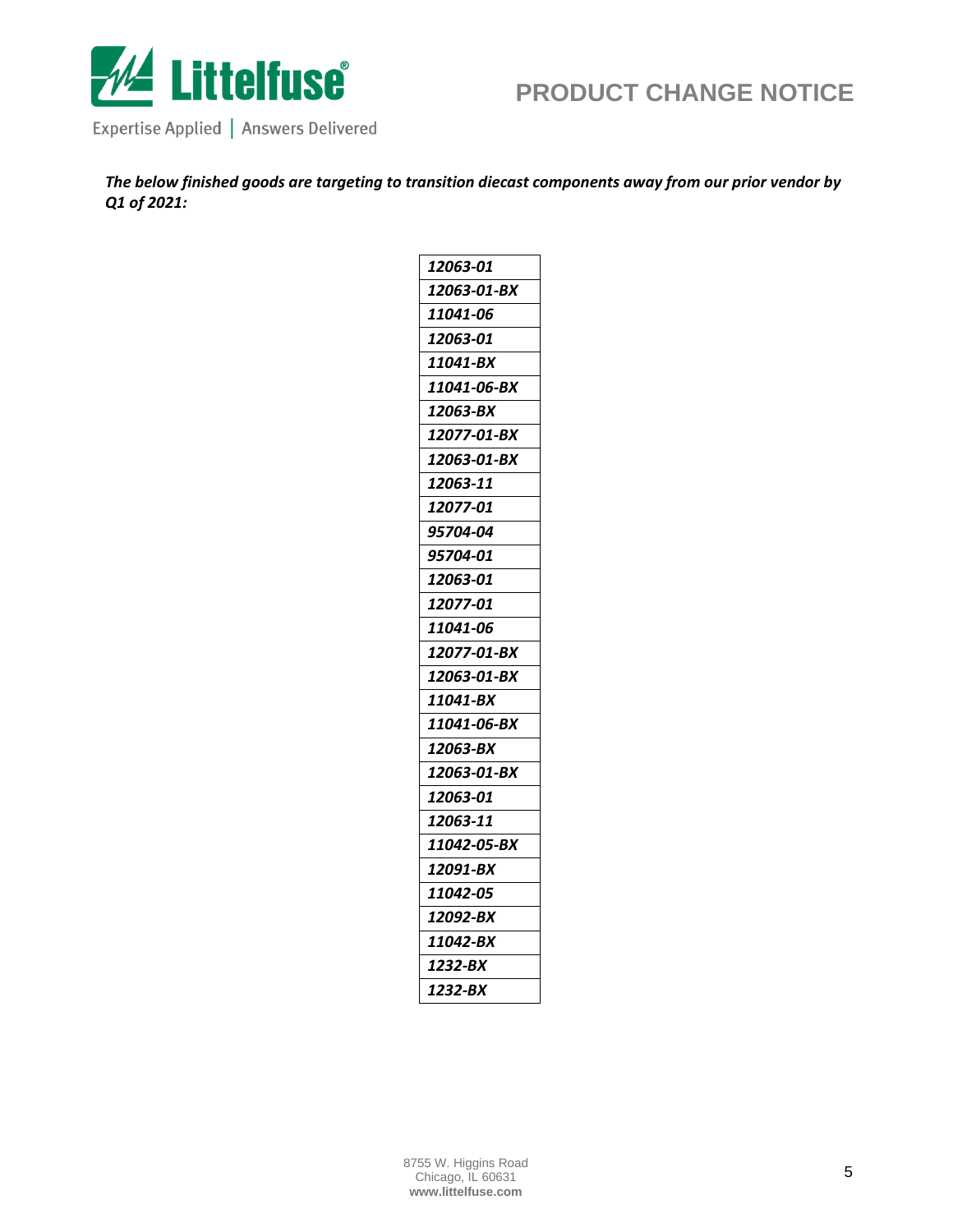***The below finished goods are targeting to transition diecast components away from our prior vendor by Q1 of 2021:***

| *12063-01* |
|---|
| *12063-01-BX* |
| *11041-06* |
| *12063-01* |
| *11041-BX* |
| *11041-06-BX* |
| *12063-BX* |
| *12077-01-BX* |
| *12063-01-BX* |
| *12063-11* |
| *12077-01* |
| *95704-04* |
| *95704-01* |
| *12063-01* |
| *12077-01* |
| *11041-06* |
| *12077-01-BX* |
| *12063-01-BX* |
| *11041-BX* |
| *11041-06-BX* |
| *12063-BX* |
| *12063-01-BX* |
| *12063-01* |
| *12063-11* |
| *11042-05-BX* |
| *12091-BX* |
| *11042-05* |
| *12092-BX* |
| *11042-BX* |
| *1232-BX* |
| *1232-BX* |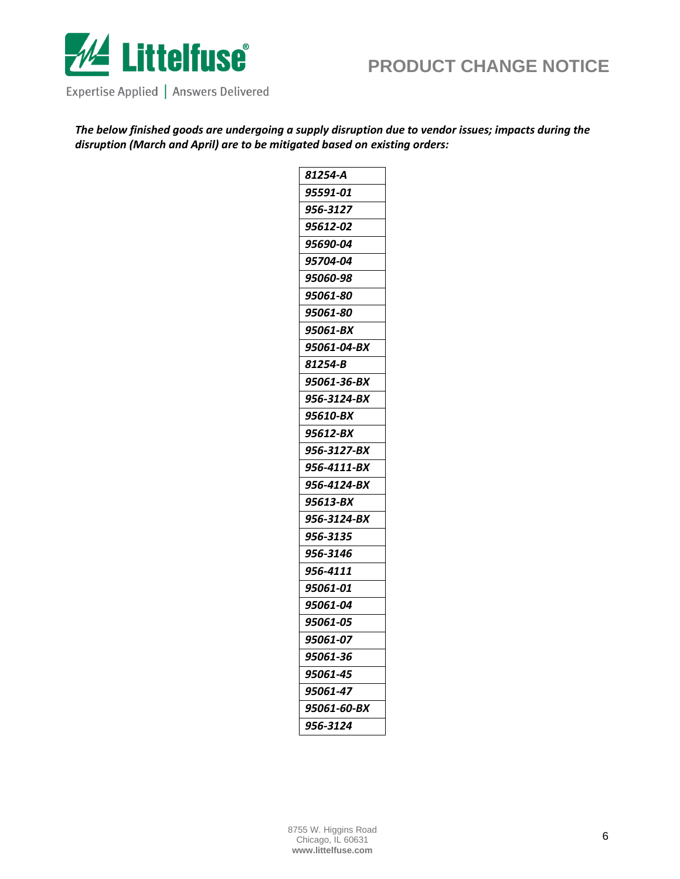***The below finished goods are undergoing a supply disruption due to vendor issues; impacts during the disruption (March and April) are to be mitigated based on existing orders:***

| |
|---|
| *81254-A* |
| *95591-01* |
| *956-3127* |
| *95612-02* |
| *95690-04* |
| *95704-04* |
| *95060-98* |
| *95061-80* |
| *95061-80* |
| *95061-BX* |
| *95061-04-BX* |
| *81254-B* |
| *95061-36-BX* |
| *956-3124-BX* |
| *95610-BX* |
| *95612-BX* |
| *956-3127-BX* |
| *956-4111-BX* |
| *956-4124-BX* |
| *95613-BX* |
| *956-3124-BX* |
| *956-3135* |
| *956-3146* |
| *956-4111* |
| *95061-01* |
| *95061-04* |
| *95061-05* |
| *95061-07* |
| *95061-36* |
| *95061-45* |
| *95061-47* |
| *95061-60-BX* |
| *956-3124* |